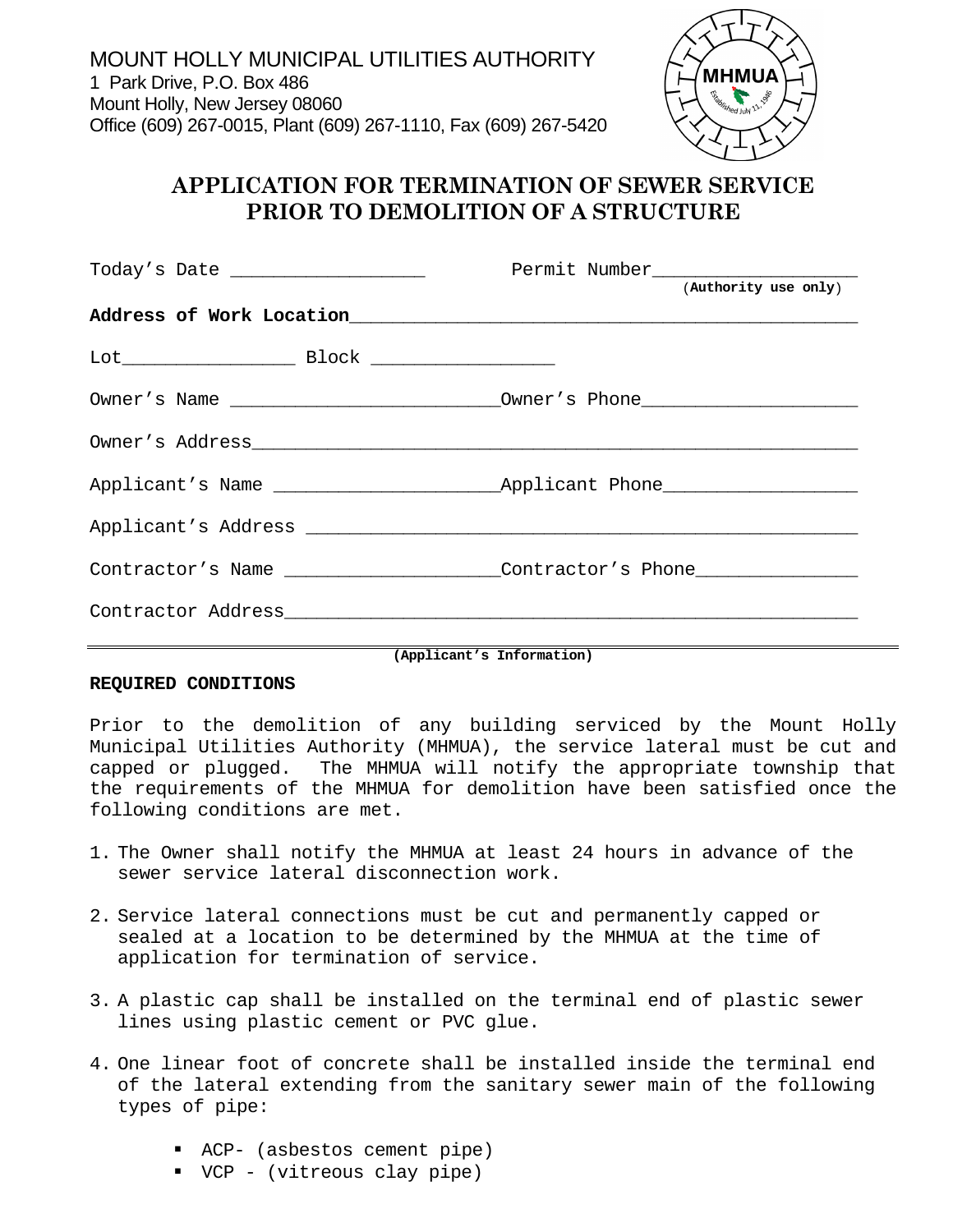MOUNT HOLLY MUNICIPAL UTILITIES AUTHORITY
1 Park Drive, P.O. Box 486
Mount Holly, New Jersey 08060
Office (609) 267-0015, Plant (609) 267-1110, Fax (609) 267-5420

# APPLICATION FOR TERMINATION OF SEWER SERVICE PRIOR TO DEMOLITION OF A STRUCTURE

Today's Date __________________ Permit Number____________________
(**Authority use only**)

**Address of Work Location**________________________________________________

Lot________________ Block _________________

Owner's Name _________________________Owner's Phone____________________

Owner's Address________________________________________________________

Applicant's Name _____________________Applicant Phone__________________

Applicant's Address ___________________________________________________

Contractor's Name ____________________Contractor's Phone_______________

Contractor Address_____________________________________________________

**(Applicant's Information)**

**REQUIRED CONDITIONS**

Prior to the demolition of any building serviced by the Mount Holly Municipal Utilities Authority (MHMUA), the service lateral must be cut and capped or plugged. The MHMUA will notify the appropriate township that the requirements of the MHMUA for demolition have been satisfied once the following conditions are met.

1. The Owner shall notify the MHMUA at least 24 hours in advance of the sewer service lateral disconnection work.
2. Service lateral connections must be cut and permanently capped or sealed at a location to be determined by the MHMUA at the time of application for termination of service.
3. A plastic cap shall be installed on the terminal end of plastic sewer lines using plastic cement or PVC glue.
4. One linear foot of concrete shall be installed inside the terminal end of the lateral extending from the sanitary sewer main of the following types of pipe:
   - ACP- (asbestos cement pipe)
   - VCP - (vitreous clay pipe)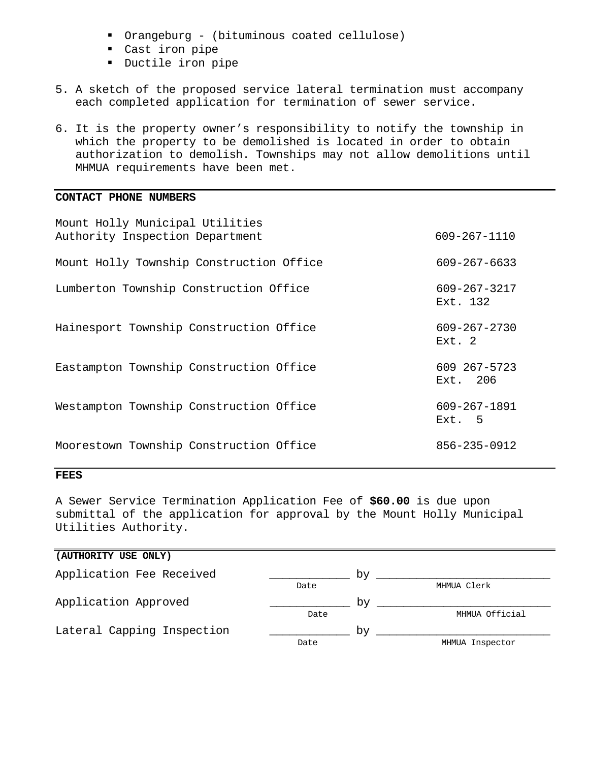- Orangeburg - (bituminous coated cellulose)
- Cast iron pipe
- Ductile iron pipe

5. A sketch of the proposed service lateral termination must accompany each completed application for termination of sewer service.

6. It is the property owner's responsibility to notify the township in which the property to be demolished is located in order to obtain authorization to demolish. Townships may not allow demolitions until MHMUA requirements have been met.

## CONTACT PHONE NUMBERS

| | |
|---|---|
| Mount Holly Municipal Utilities Authority Inspection Department | 609-267-1110 |
| Mount Holly Township Construction Office | 609-267-6633 |
| Lumberton Township Construction Office | 609-267-3217 Ext. 132 |
| Hainesport Township Construction Office | 609-267-2730 Ext. 2 |
| Eastampton Township Construction Office | 609 267-5723 Ext. 206 |
| Westampton Township Construction Office | 609-267-1891 Ext. 5 |
| Moorestown Township Construction Office | 856-235-0912 |

## FEES

A Sewer Service Termination Application Fee of **$60.00** is due upon submittal of the application for approval by the Mount Holly Municipal Utilities Authority.

## (AUTHORITY USE ONLY)

| | | | |
|---|---|---|---|
| Application Fee Received | ____________ Date | by | __________________________ MHMUA Clerk |
| Application Approved | ____________ Date | by | __________________________ MHMUA Official |
| Lateral Capping Inspection | ____________ Date | by | __________________________ MHMUA Inspector |